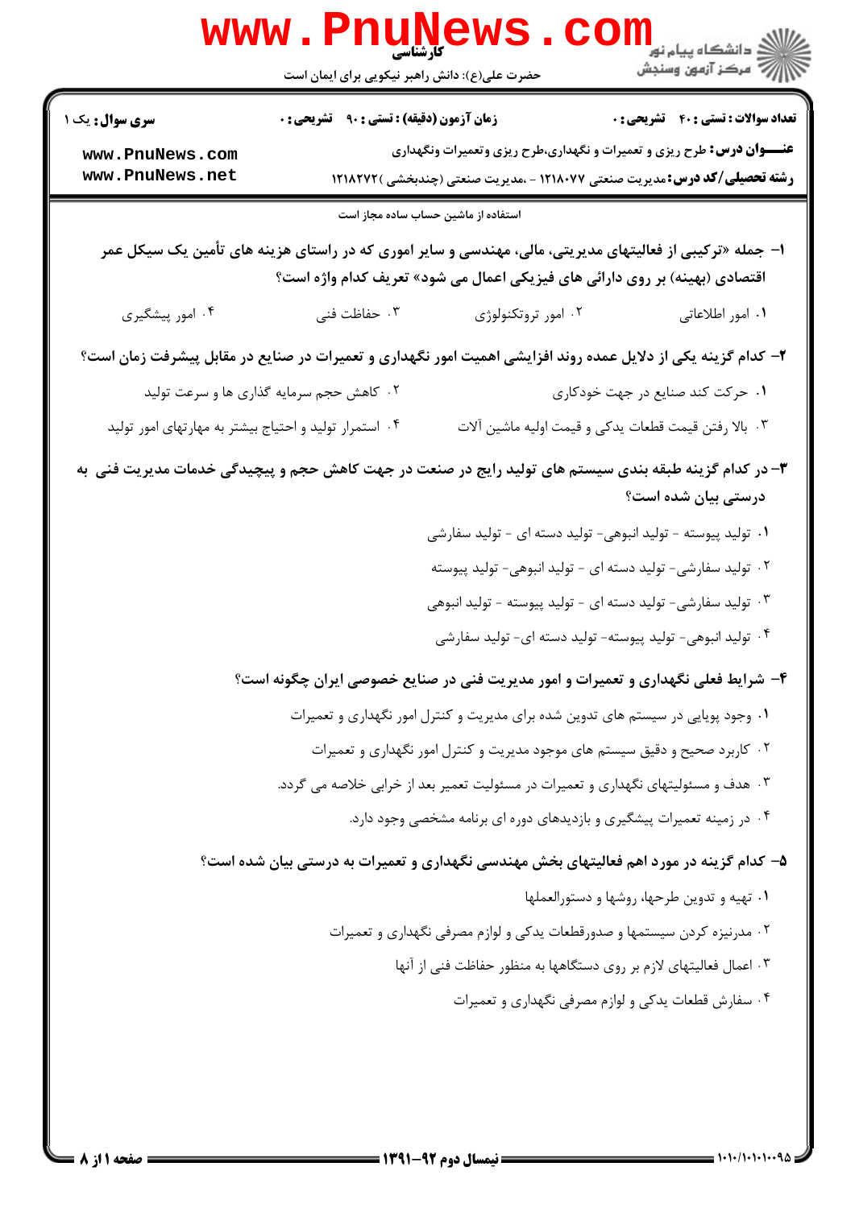کارشناسی

حضرت علی(ع): دانش راهبر نیکویی برای ایمان است

**سری سوال:** یک ۱

**زمان آزمون (دقیقه) : تستی : ۹۰  تشریحی : ۰**

**تعداد سوالات : تستی : ۴۰  تشریحی : ۰**

**عنـــوان درس:** طرح ریزی و تعمیرات و نگهداری،طرح ریزی وتعمیرات ونگهداری

**رشته تحصیلی/کد درس:** مدیریت صنعتی ۱۲۱۸۰۷۷ - ،مدیریت صنعتی (چندبخشی ) ۱۲۱۸۲۷۲

استفاده از ماشین حساب ساده مجاز است

**۱- جمله «ترکیبی از فعالیتهای مدیریتی، مالی، مهندسی و سایر اموری که در راستای هزینه های تأمین یک سیکل عمر اقتصادی (بهینه) بر روی دارائی های فیزیکی اعمال می شود» تعریف کدام واژه است؟**

۱. امور اطلاعاتی
۲. امور تروتکنولوژی
۳. حفاظت فنی
۴. امور پیشگیری

**۲- کدام گزینه یکی از دلایل عمده روند افزایشی اهمیت امور نگهداری و تعمیرات در صنایع در مقابل پیشرفت زمان است؟**

۱. حرکت کند صنایع در جهت خودکاری
۲. کاهش حجم سرمایه گذاری ها و سرعت تولید
۳. بالا رفتن قیمت قطعات یدکی و قیمت اولیه ماشین آلات
۴. استمرار تولید و احتیاج بیشتر به مهارتهای امور تولید

**۳- در کدام گزینه طبقه بندی سیستم های تولید رایج در صنعت در جهت کاهش حجم و پیچیدگی خدمات مدیریت فنی به درستی بیان شده است؟**

۱. تولید پیوسته - تولید انبوهی- تولید دسته ای - تولید سفارشی
۲. تولید سفارشی- تولید دسته ای - تولید انبوهی- تولید پیوسته
۳. تولید سفارشی- تولید دسته ای - تولید پیوسته - تولید انبوهی
۴. تولید انبوهی- تولید پیوسته- تولید دسته ای- تولید سفارشی

**۴- شرایط فعلی نگهداری و تعمیرات و امور مدیریت فنی در صنایع خصوصی ایران چگونه است؟**

۱. وجود پویایی در سیستم های تدوین شده برای مدیریت و کنترل امور نگهداری و تعمیرات
۲. کاربرد صحیح و دقیق سیستم های موجود مدیریت و کنترل امور نگهداری و تعمیرات
۳. هدف و مسئولیتهای نگهداری و تعمیرات در مسئولیت تعمیر بعد از خرابی خلاصه می گردد.
۴. در زمینه تعمیرات پیشگیری و بازدیدهای دوره ای برنامه مشخصی وجود دارد.

**۵- کدام گزینه در مورد اهم فعالیتهای بخش مهندسی نگهداری و تعمیرات به درستی بیان شده است؟**

۱. تهیه و تدوین طرحها، روشها و دستورالعملها
۲. مدرنیزه کردن سیستمها و صدورقطعات یدکی و لوازم مصرفی نگهداری و تعمیرات
۳. اعمال فعالیتهای لازم بر روی دستگاهها به منظور حفاظت فنی از آنها
۴. سفارش قطعات یدکی و لوازم مصرفی نگهداری و تعمیرات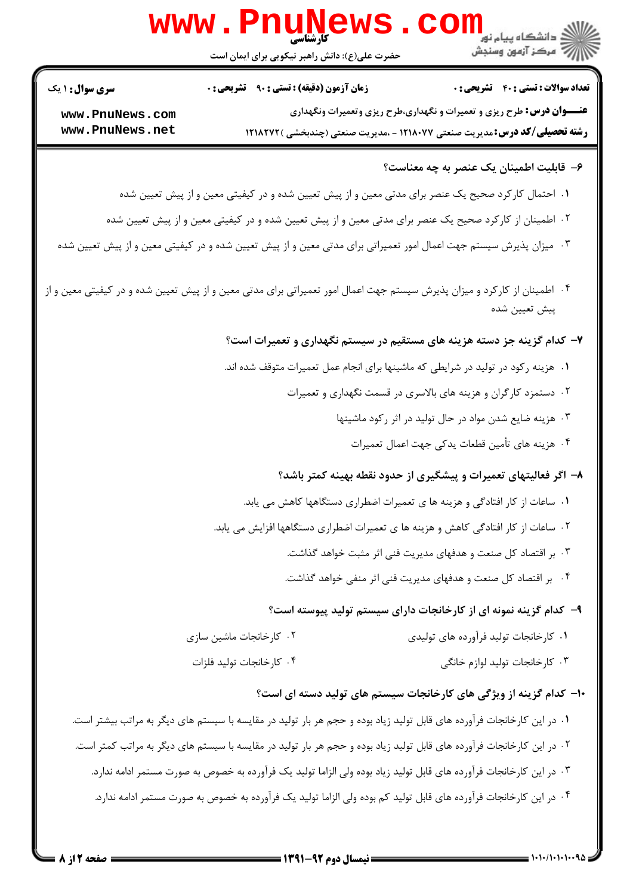۶- قابلیت اطمینان یک عنصر به چه معناست؟

۱. احتمال کارکرد صحیح یک عنصر برای مدتی معین و از پیش تعیین شده و در کیفیتی معین و از پیش تعیین شده

۲. اطمینان از کارکرد صحیح یک عنصر برای مدتی معین و از پیش تعیین شده و در کیفیتی معین و از پیش تعیین شده

۳. میزان پذیرش سیستم جهت اعمال امور تعمیراتی برای مدتی معین و از پیش تعیین شده و در کیفیتی معین و از پیش تعیین شده

۴. اطمینان از کارکرد و میزان پذیرش سیستم جهت اعمال امور تعمیراتی برای مدتی معین و از پیش تعیین شده و در کیفیتی معین و از پیش تعیین شده

۷- کدام گزینه جز دسته هزینه های مستقیم در سیستم نگهداری و تعمیرات است؟

۱. هزینه رکود در تولید در شرایطی که ماشینها برای انجام عمل تعمیرات متوقف شده اند.

۲. دستمزد کارگران و هزینه های بالاسری در قسمت نگهداری و تعمیرات

۳. هزینه ضایع شدن مواد در حال تولید در اثر رکود ماشینها

۴. هزینه های تأمین قطعات یدکی جهت اعمال تعمیرات

۸- اگر فعالیتهای تعمیرات و پیشگیری از حدود نقطه بهینه کمتر باشد؟

۱. ساعات از کار افتادگی و هزینه ها ی تعمیرات اضطراری دستگاهها کاهش می یابد.

۲. ساعات از کار افتادگی کاهش و هزینه ها ی تعمیرات اضطراری دستگاهها افزایش می یابد.

۳. بر اقتصاد کل صنعت و هدفهای مدیریت فنی اثر مثبت خواهد گذاشت.

۴. بر اقتصاد کل صنعت و هدفهای مدیریت فنی اثر منفی خواهد گذاشت.

۹- کدام گزینه نمونه ای از کارخانجات دارای سیستم تولید پیوسته است؟

۱. کارخانجات تولید فرآورده های تولیدی

۲. کارخانجات ماشین سازی

۳. کارخانجات تولید لوازم خانگی

۴. کارخانجات تولید فلزات

۱۰- کدام گزینه از ویژگی های کارخانجات سیستم های تولید دسته ای است؟

۱. در این کارخانجات فرآورده های قابل تولید زیاد بوده و حجم هر بار تولید در مقایسه با سیستم های دیگر به مراتب بیشتر است.

۲. در این کارخانجات فرآورده های قابل تولید زیاد بوده و حجم هر بار تولید در مقایسه با سیستم های دیگر به مراتب کمتر است.

۳. در این کارخانجات فرآورده های قابل تولید زیاد بوده ولی الزاما تولید یک فرآورده به خصوص به صورت مستمر ادامه ندارد.

۴. در این کارخانجات فرآورده های قابل تولید کم بوده ولی الزاما تولید یک فرآورده به خصوص به صورت مستمر ادامه ندارد.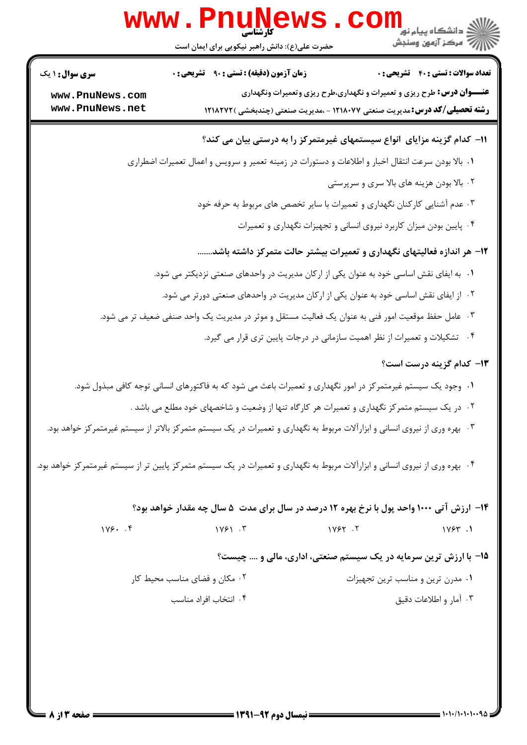**۱۱- کدام گزینه مزایای انواع سیستمهای غیرمتمرکز را به درستی بیان می کند؟**

۱. بالا بودن سرعت انتقال اخبار و اطلاعات و دستورات در زمینه تعمیر و سرویس و اعمال تعمیرات اضطراری

۲. بالا بودن هزینه های بالا سری و سرپرستی

۳. عدم آشنایی کارکنان نگهداری و تعمیرات با سایر تخصص های مربوط به حرفه خود

۴. پایین بودن میزان کاربرد نیروی انسانی و تجهیزات نگهداری و تعمیرات

**۱۲- هر اندازه فعالیتهای نگهداری و تعمیرات بیشتر حالت متمرکز داشته باشد.......**

۱. به ایفای نقش اساسی خود به عنوان یکی از ارکان مدیریت در واحدهای صنعتی نزدیکتر می شود.

۲. از ایفای نقش اساسی خود به عنوان یکی از ارکان مدیریت در واحدهای صنعتی دورتر می شود.

۳. عامل حفظ موقعیت امور فنی به عنوان یک فعالیت مستقل و موثر در مدیریت یک واحد صنفی ضعیف تر می شود.

۴. تشکیلات و تعمیرات از نظر اهمیت سازمانی در درجات پایین تری قرار می گیرد.

**۱۳- کدام گزینه درست است؟**

۱. وجود یک سیستم غیرمتمرکز در امور نگهداری و تعمیرات باعث می شود که به فاکتورهای انسانی توجه کافی مبذول شود.

۲. در یک سیستم متمرکز نگهداری و تعمیرات هر کارگاه تنها از وضعیت و شاخصهای خود مطلع می باشد .

۳. بهره وری از نیروی انسانی و ابزارآلات مربوط به نگهداری و تعمیرات در یک سیستم متمرکز بالاتر از سیستم غیرمتمرکز خواهد بود.

۴. بهره وری از نیروی انسانی و ابزارآلات مربوط به نگهداری و تعمیرات در یک سیستم متمرکز پایین تر از سیستم غیرمتمرکز خواهد بود.

**۱۴- ارزش آتی ۱۰۰۰ واحد پول با نرخ بهره ۱۲ درصد در سال برای مدت ۵ سال چه مقدار خواهد بود؟**

۱. ۱۷۶۳

۲. ۱۷۶۲

۳. ۱۷۶۱

۴. ۱۷۶۰

**۱۵- با ارزش ترین سرمایه در یک سیستم صنعتی، اداری، مالی و .... چیست؟**

۱. مدرن ترین و مناسب ترین تجهیزات

۲. مکان و فضای مناسب محیط کار

۳. آمار و اطلاعات دقیق

۴. انتخاب افراد مناسب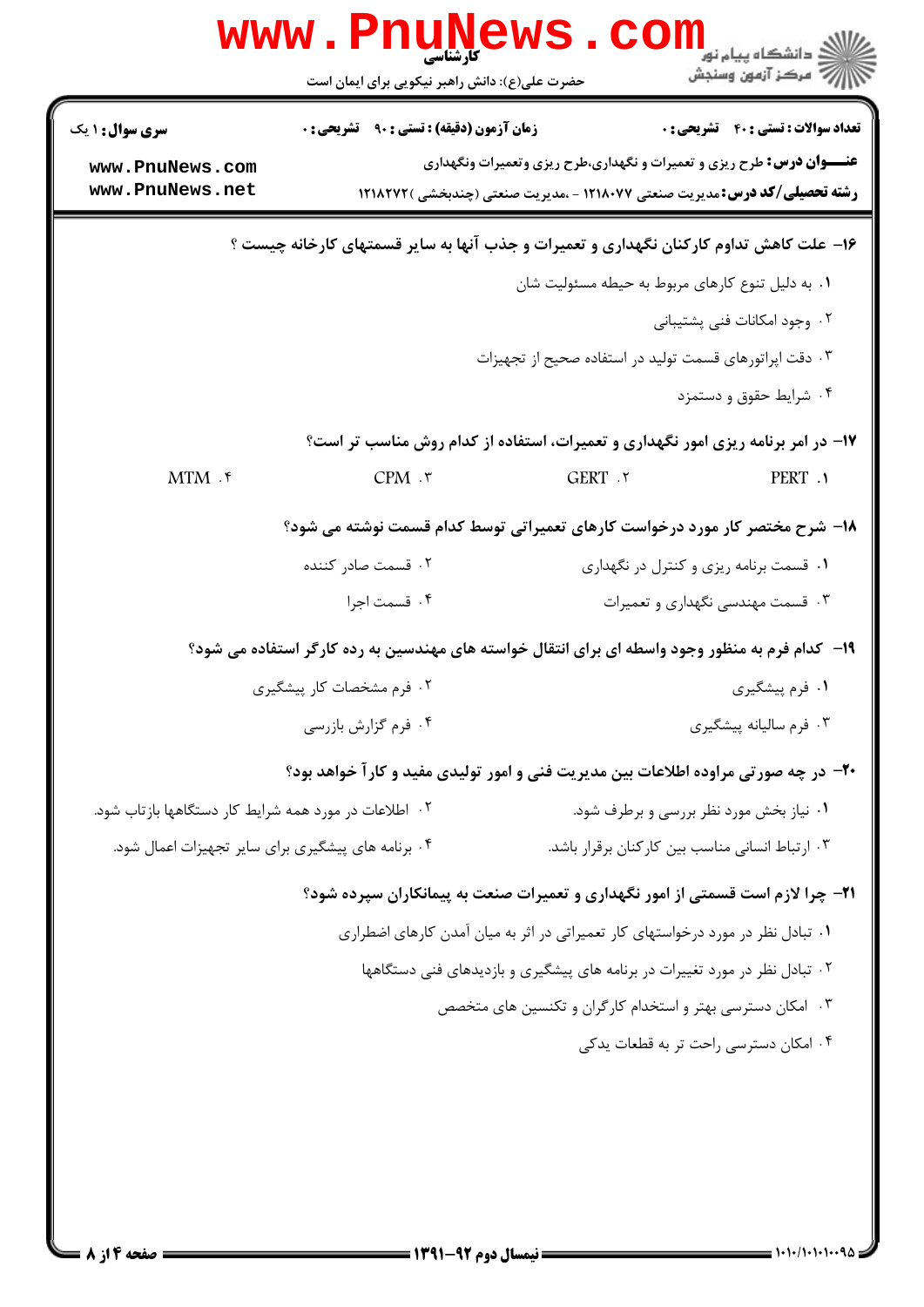۱۶- علت کاهش تداوم کارکنان نگهداری و تعمیرات و جذب آنها به سایر قسمتهای کارخانه چیست ؟

۱. به دلیل تنوع کارهای مربوط به حیطه مسئولیت شان

۲. وجود امکانات فنی پشتیبانی

۳. دقت اپراتورهای قسمت تولید در استفاده صحیح از تجهیزات

۴. شرایط حقوق و دستمزد

۱۷- در امر برنامه ریزی امور نگهداری و تعمیرات، استفاده از کدام روش مناسب تر است؟

۱. PERT
۲. GERT
۳. CPM
۴. MTM

۱۸- شرح مختصر کار مورد درخواست کارهای تعمیراتی توسط کدام قسمت نوشته می شود؟

۱. قسمت برنامه ریزی و کنترل در نگهداری
۲. قسمت صادر کننده
۳. قسمت مهندسی نگهداری و تعمیرات
۴. قسمت اجرا

۱۹- کدام فرم به منظور وجود واسطه ای برای انتقال خواسته های مهندسین به رده کارگر استفاده می شود؟

۱. فرم پیشگیری
۲. فرم مشخصات کار پیشگیری
۳. فرم سالیانه پیشگیری
۴. فرم گزارش بازرسی

۲۰- در چه صورتی مراوده اطلاعات بین مدیریت فنی و امور تولیدی مفید و کارآ خواهد بود؟

۱. نیاز بخش مورد نظر بررسی و برطرف شود.
۲. اطلاعات در مورد همه شرایط کار دستگاهها بازتاب شود.
۳. ارتباط انسانی مناسب بین کارکنان برقرار باشد.
۴. برنامه های پیشگیری برای سایر تجهیزات اعمال شود.

۲۱- چرا لازم است قسمتی از امور نگهداری و تعمیرات صنعت به پیمانکاران سپرده شود؟

۱. تبادل نظر در مورد درخواستهای کار تعمیراتی در اثر به میان آمدن کارهای اضطراری

۲. تبادل نظر در مورد تغییرات در برنامه های پیشگیری و بازدیدهای فنی دستگاهها

۳. امکان دسترسی بهتر و استخدام کارگران و تکنسین های متخصص

۴. امکان دسترسی راحت تر به قطعات یدکی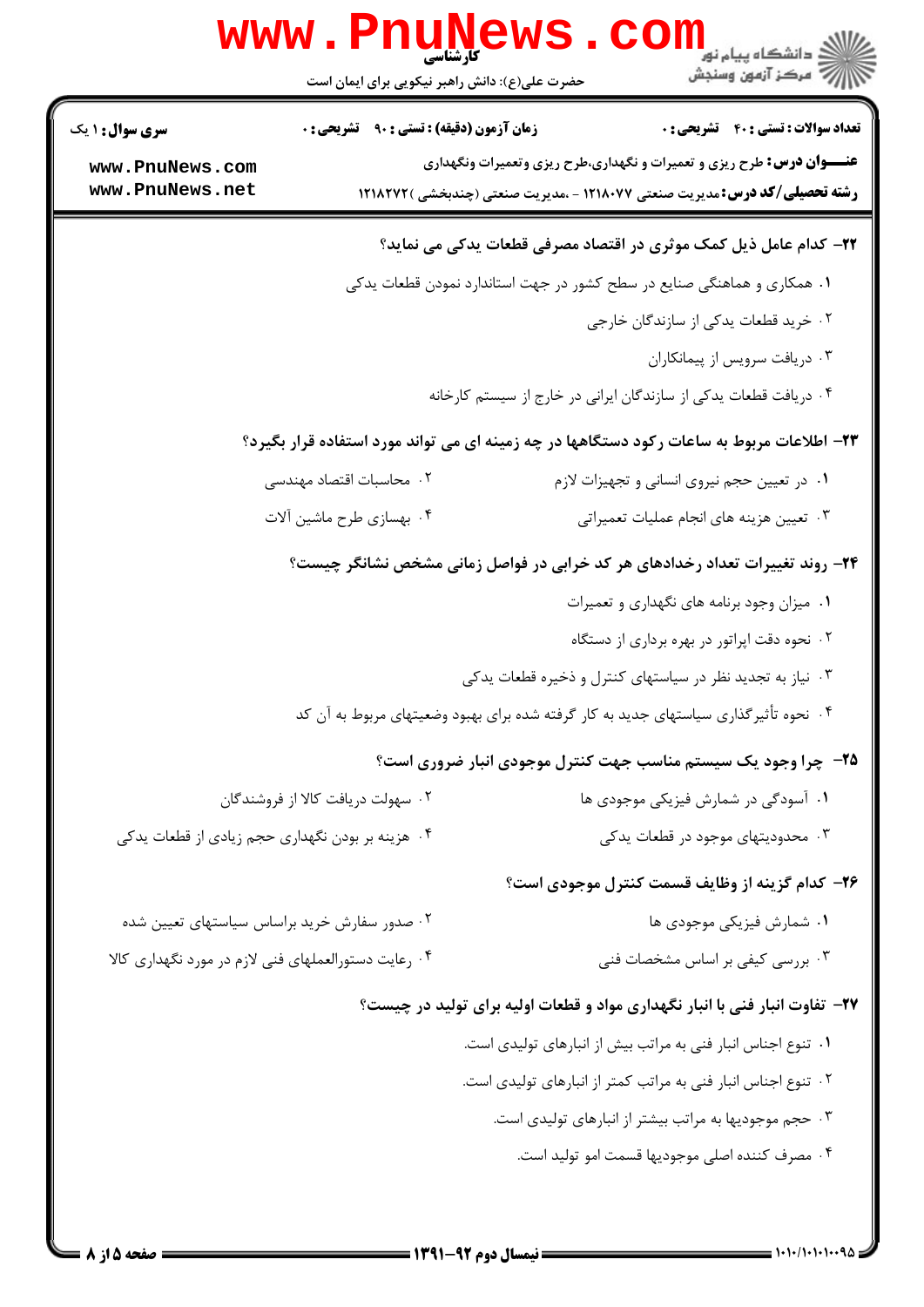**عنـــوان درس:** طرح ریزی و تعمیرات و نگهداری،طرح ریزی وتعمیرات ونگهداری

**رشته تحصیلی/کد درس:** مدیریت صنعتی ۱۲۱۸۰۷۷ - ،مدیریت صنعتی (چندبخشی )۱۲۱۸۲۷۲

**سری سوال:** ۱ یک | **زمان آزمون (دقیقه) : تستی :** ۹۰ **تشریحی :** ۰ | **تعداد سوالات : تستی :** ۴۰ **تشریحی :** ۰

**۲۲- کدام عامل ذیل کمک موثری در اقتصاد مصرفی قطعات یدکی می نماید؟**

۱. همکاری و هماهنگی صنایع در سطح کشور در جهت استاندارد نمودن قطعات یدکی

۲. خرید قطعات یدکی از سازندگان خارجی

۳. دریافت سرویس از پیمانکاران

۴. دریافت قطعات یدکی از سازندگان ایرانی در خارج از سیستم کارخانه

**۲۳- اطلاعات مربوط به ساعات رکود دستگاهها در چه زمینه ای می تواند مورد استفاده قرار بگیرد؟**

۱. در تعیین حجم نیروی انسانی و تجهیزات لازم

۲. محاسبات اقتصاد مهندسی

۳. تعیین هزینه های انجام عملیات تعمیراتی

۴. بهسازی طرح ماشین آلات

**۲۴- روند تغییرات تعداد رخدادهای هر کد خرابی در فواصل زمانی مشخص نشانگر چیست؟**

۱. میزان وجود برنامه های نگهداری و تعمیرات

۲. نحوه دقت اپراتور در بهره برداری از دستگاه

۳. نیاز به تجدید نظر در سیاستهای کنترل و ذخیره قطعات یدکی

۴. نحوه تأثیرگذاری سیاستهای جدید به کار گرفته شده برای بهبود وضعیتهای مربوط به آن کد

**۲۵- چرا وجود یک سیستم مناسب جهت کنترل موجودی انبار ضروری است؟**

۱. آسودگی در شمارش فیزیکی موجودی ها

۲. سهولت دریافت کالا از فروشندگان

۳. محدودیتهای موجود در قطعات یدکی

۴. هزینه بر بودن نگهداری حجم زیادی از قطعات یدکی

**۲۶- کدام گزینه از وظایف قسمت کنترل موجودی است؟**

۱. شمارش فیزیکی موجودی ها

۲. صدور سفارش خرید براساس سیاستهای تعیین شده

۳. بررسی کیفی بر اساس مشخصات فنی

۴. رعایت دستورالعملهای فنی لازم در مورد نگهداری کالا

**۲۷- تفاوت انبار فنی با انبار نگهداری مواد و قطعات اولیه برای تولید در چیست؟**

۱. تنوع اجناس انبار فنی به مراتب بیش از انبارهای تولیدی است.

۲. تنوع اجناس انبار فنی به مراتب کمتر از انبارهای تولیدی است.

۳. حجم موجودیها به مراتب بیشتر از انبارهای تولیدی است.

۴. مصرف کننده اصلی موجودیها قسمت امو تولید است.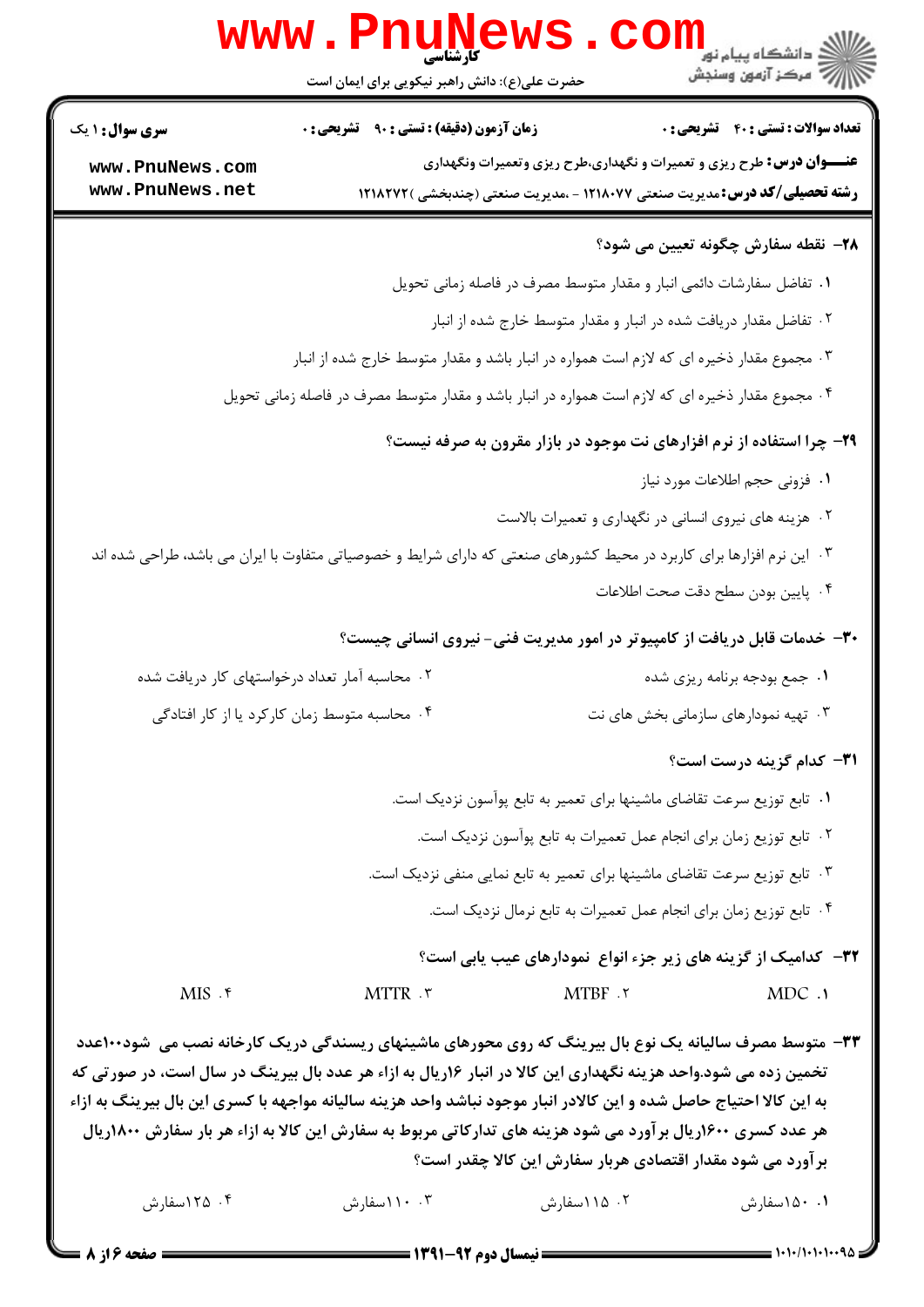**۲۸- نقطه سفارش چگونه تعیین می شود؟**

۱. تفاضل سفارشات دائمی انبار و مقدار متوسط مصرف در فاصله زمانی تحویل

۲. تفاضل مقدار دریافت شده در انبار و مقدار متوسط خارج شده از انبار

۳. مجموع مقدار ذخیره ای که لازم است همواره در انبار باشد و مقدار متوسط خارج شده از انبار

۴. مجموع مقدار ذخیره ای که لازم است همواره در انبار باشد و مقدار متوسط مصرف در فاصله زمانی تحویل

**۲۹- چرا استفاده از نرم افزارهای نت موجود در بازار مقرون به صرفه نیست؟**

۱. فزونی حجم اطلاعات مورد نیاز

۲. هزینه های نیروی انسانی در نگهداری و تعمیرات بالاست

۳. این نرم افزارها برای کاربرد در محیط کشورهای صنعتی که دارای شرایط و خصوصیاتی متفاوت با ایران می باشد، طراحی شده اند

۴. پایین بودن سطح دقت صحت اطلاعات

**۳۰- خدمات قابل دریافت از کامپیوتر در امور مدیریت فنی- نیروی انسانی چیست؟**

۱. جمع بودجه برنامه ریزی شده

۲. محاسبه آمار تعداد درخواستهای کار دریافت شده

۳. تهیه نمودارهای سازمانی بخش های نت

۴. محاسبه متوسط زمان کارکرد یا از کار افتادگی

**۳۱- کدام گزینه درست است؟**

۱. تابع توزیع سرعت تقاضای ماشینها برای تعمیر به تابع پوآسون نزدیک است.

۲. تابع توزیع زمان برای انجام عمل تعمیرات به تابع پوآسون نزدیک است.

۳. تابع توزیع سرعت تقاضای ماشینها برای تعمیر به تابع نمایی منفی نزدیک است.

۴. تابع توزیع زمان برای انجام عمل تعمیرات به تابع نرمال نزدیک است.

**۳۲- کدامیک از گزینه های زیر جزء انواع نمودارهای عیب یابی است؟**

۱. MDC

۲. MTBF

۳. MTTR

۴. MIS

**۳۳- متوسط مصرف سالیانه یک نوع بال بیرینگ که روی محورهای ماشینهای ریسندگی دریک کارخانه نصب می شود۱۰۰عدد تخمین زده می شود.واحد هزینه نگهداری این کالا در انبار ۱۶ریال به ازاء هر عدد بال بیرینگ در سال است، در صورتی که به این کالا احتیاج حاصل شده و این کالادر انبار موجود نباشد واحد هزینه سالیانه مواجهه با کسری این بال بیرینگ به ازاء هر عدد کسری ۱۶۰۰ریال برآورد می شود هزینه های تدارکاتی مربوط به سفارش این کالا به ازاء هر بار سفارش ۱۸۰۰ریال برآورد می شود مقدار اقتصادی هربار سفارش این کالا چقدر است؟**

۱. ۱۵۰سفارش

۲. ۱۱۵سفارش

۳. ۱۱۰سفارش

۴. ۱۲۵سفارش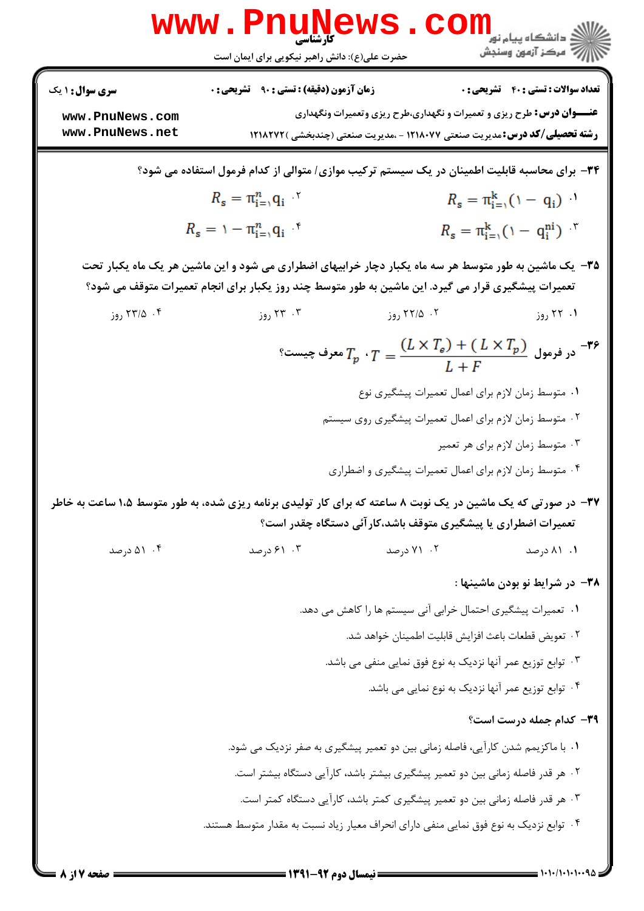**سری سوال:** ۱ یک

**زمان آزمون (دقیقه) : تستی :** ۹۰ **تشریحی :** ۰

**تعداد سوالات : تستی :** ۴۰ **تشریحی :** ۰

**عنـــوان درس:** طرح ریزی و تعمیرات و نگهداری،طرح ریزی وتعمیرات ونگهداری

**رشته تحصیلی/کد درس:** مدیریت صنعتی ۱۲۱۸۰۷۷ - ،مدیریت صنعتی (چندبخشی )۱۲۱۸۲۷۲

۳۴- برای محاسبه قابلیت اطمینان در یک سیستم ترکیب موازی/ متوالی از کدام فرمول استفاده می شود؟

۱. $R_s = \pi_{i=1}^{k}(1 - q_i)$

۲. $R_s = \pi_{i=1}^{n} q_i$

۳. $R_s = \pi_{i=1}^{k}(1 - q_i^{ni})$

۴. $R_s = 1 - \pi_{i=1}^{n} q_i$

۳۵- یک ماشین به طور متوسط هر سه ماه یکبار دچار خرابیهای اضطراری می شود و این ماشین هر یک ماه یکبار تحت تعمیرات پیشگیری قرار می گیرد. این ماشین به طور متوسط چند روز یکبار برای انجام تعمیرات متوقف می شود؟

۱. ۲۲ روز

۲. ۲۲/۵ روز

۳. ۲۳ روز

۴. ۲۳/۵ روز

۳۶- در فرمول $T = \dfrac{(L \times T_e) + (L \times T_p)}{L + F}$ ، $T_p$ معرف چیست؟

۱. متوسط زمان لازم برای اعمال تعمیرات پیشگیری نوع

۲. متوسط زمان لازم برای اعمال تعمیرات پیشگیری روی سیستم

۳. متوسط زمان لازم برای هر تعمیر

۴. متوسط زمان لازم برای اعمال تعمیرات پیشگیری و اضطراری

۳۷- در صورتی که یک ماشین در یک نوبت ۸ ساعته که برای کار تولیدی برنامه ریزی شده، به طور متوسط ۱.۵ ساعت به خاطر تعمیرات اضطراری یا پیشگیری متوقف باشد،کارآئی دستگاه چقدر است؟

۱. ۸۱ درصد

۲. ۷۱ درصد

۳. ۶۱ درصد

۴. ۵۱ درصد

۳۸- در شرایط نو بودن ماشینها :

۱. تعمیرات پیشگیری احتمال خرابی آنی سیستم ها را کاهش می دهد.

۲. تعویض قطعات باعث افزایش قابلیت اطمینان خواهد شد.

۳. توابع توزیع عمر آنها نزدیک به نوع فوق نمایی منفی می باشد.

۴. توابع توزیع عمر آنها نزدیک به نوع نمایی می باشد.

۳۹- کدام جمله درست است؟

۱. با ماکزیمم شدن کارآیی، فاصله زمانی بین دو تعمیر پیشگیری به صفر نزدیک می شود.

۲. هر قدر فاصله زمانی بین دو تعمیر پیشگیری بیشتر باشد، کارآیی دستگاه بیشتر است.

۳. هر قدر فاصله زمانی بین دو تعمیر پیشگیری کمتر باشد، کارآیی دستگاه کمتر است.

۴. توابع نزدیک به نوع فوق نمایی منفی دارای انحراف معیار زیاد نسبت به مقدار متوسط هستند.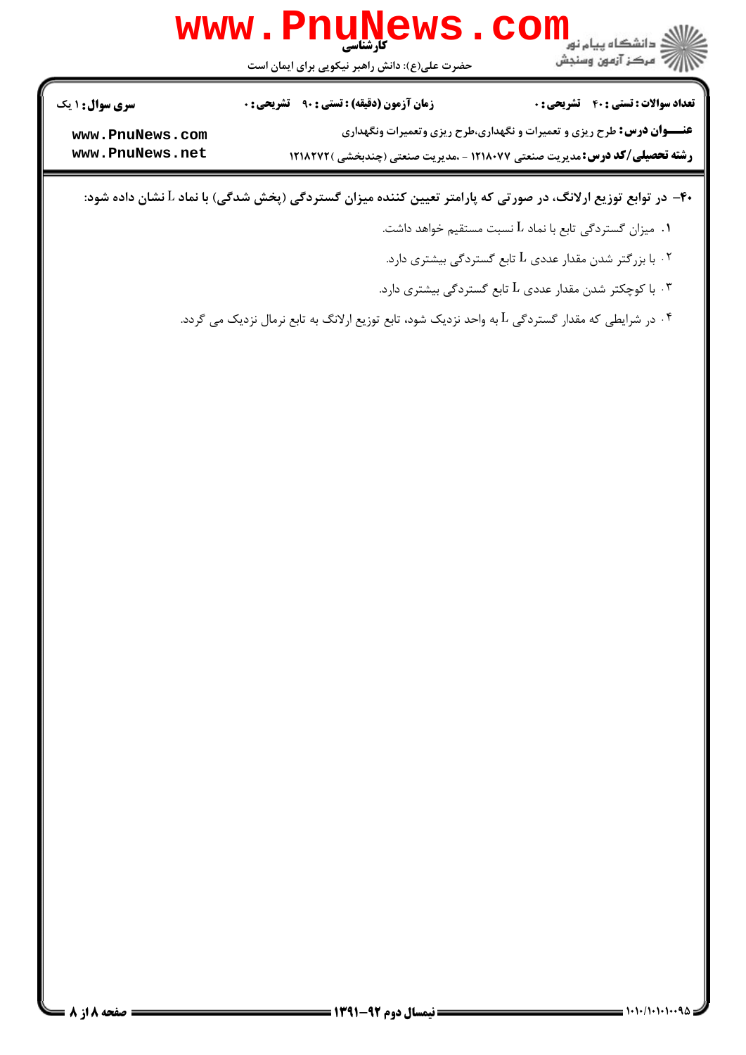**۴۰- در توابع توزیع ارلانگ، در صورتی که پارامتر تعیین کننده میزان گستردگی (پخش شدگی) با نماد L نشان داده شود:**

۱. میزان گستردگی تابع با نماد L نسبت مستقیم خواهد داشت.

۲. با بزرگتر شدن مقدار عددی L تابع گستردگی بیشتری دارد.

۳. با کوچکتر شدن مقدار عددی L تابع گستردگی بیشتری دارد.

۴. در شرایطی که مقدار گستردگی L به واحد نزدیک شود، تابع توزیع ارلانگ به تابع نرمال نزدیک می گردد.